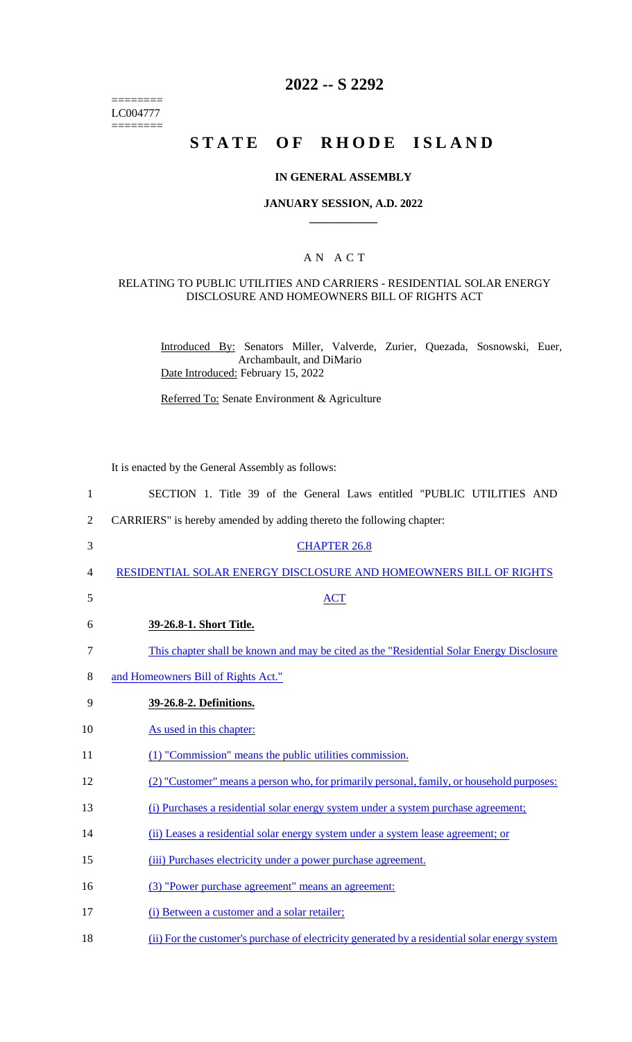========
LC004777
========

# 2022 -- S 2292

# STATE OF RHODE ISLAND

## IN GENERAL ASSEMBLY

### JANUARY SESSION, A.D. 2022

### A N A C T

RELATING TO PUBLIC UTILITIES AND CARRIERS - RESIDENTIAL SOLAR ENERGY DISCLOSURE AND HOMEOWNERS BILL OF RIGHTS ACT

Introduced By: Senators Miller, Valverde, Zurier, Quezada, Sosnowski, Euer, Archambault, and DiMario

Date Introduced: February 15, 2022

Referred To: Senate Environment & Agriculture

It is enacted by the General Assembly as follows:

SECTION 1. Title 39 of the General Laws entitled "PUBLIC UTILITIES AND CARRIERS" is hereby amended by adding thereto the following chapter:

CHAPTER 26.8

RESIDENTIAL SOLAR ENERGY DISCLOSURE AND HOMEOWNERS BILL OF RIGHTS ACT

**39-26.8-1. Short Title.**

This chapter shall be known and may be cited as the "Residential Solar Energy Disclosure and Homeowners Bill of Rights Act."

**39-26.8-2. Definitions.**

As used in this chapter:

(1) "Commission" means the public utilities commission.

(2) "Customer" means a person who, for primarily personal, family, or household purposes:

(i) Purchases a residential solar energy system under a system purchase agreement;

(ii) Leases a residential solar energy system under a system lease agreement; or

(iii) Purchases electricity under a power purchase agreement.

(3) "Power purchase agreement" means an agreement:

(i) Between a customer and a solar retailer;

(ii) For the customer's purchase of electricity generated by a residential solar energy system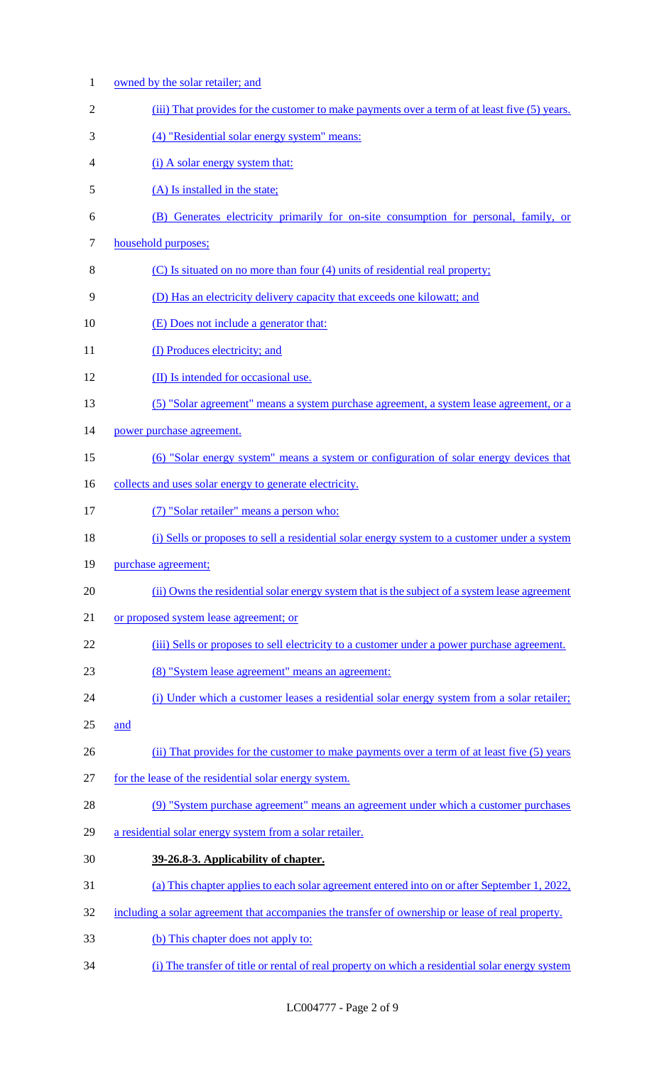owned by the solar retailer; and

(iii) That provides for the customer to make payments over a term of at least five (5) years.

(4) "Residential solar energy system" means:

(i) A solar energy system that:

(A) Is installed in the state;

(B) Generates electricity primarily for on-site consumption for personal, family, or household purposes;

(C) Is situated on no more than four (4) units of residential real property;

(D) Has an electricity delivery capacity that exceeds one kilowatt; and

(E) Does not include a generator that:

(I) Produces electricity; and

(II) Is intended for occasional use.

(5) "Solar agreement" means a system purchase agreement, a system lease agreement, or a power purchase agreement.

(6) "Solar energy system" means a system or configuration of solar energy devices that collects and uses solar energy to generate electricity.

(7) "Solar retailer" means a person who:

(i) Sells or proposes to sell a residential solar energy system to a customer under a system purchase agreement;

(ii) Owns the residential solar energy system that is the subject of a system lease agreement or proposed system lease agreement; or

(iii) Sells or proposes to sell electricity to a customer under a power purchase agreement.

(8) "System lease agreement" means an agreement:

(i) Under which a customer leases a residential solar energy system from a solar retailer; and

(ii) That provides for the customer to make payments over a term of at least five (5) years for the lease of the residential solar energy system.

(9) "System purchase agreement" means an agreement under which a customer purchases a residential solar energy system from a solar retailer.

**39-26.8-3. Applicability of chapter.**

(a) This chapter applies to each solar agreement entered into on or after September 1, 2022, including a solar agreement that accompanies the transfer of ownership or lease of real property.

(b) This chapter does not apply to:

(i) The transfer of title or rental of real property on which a residential solar energy system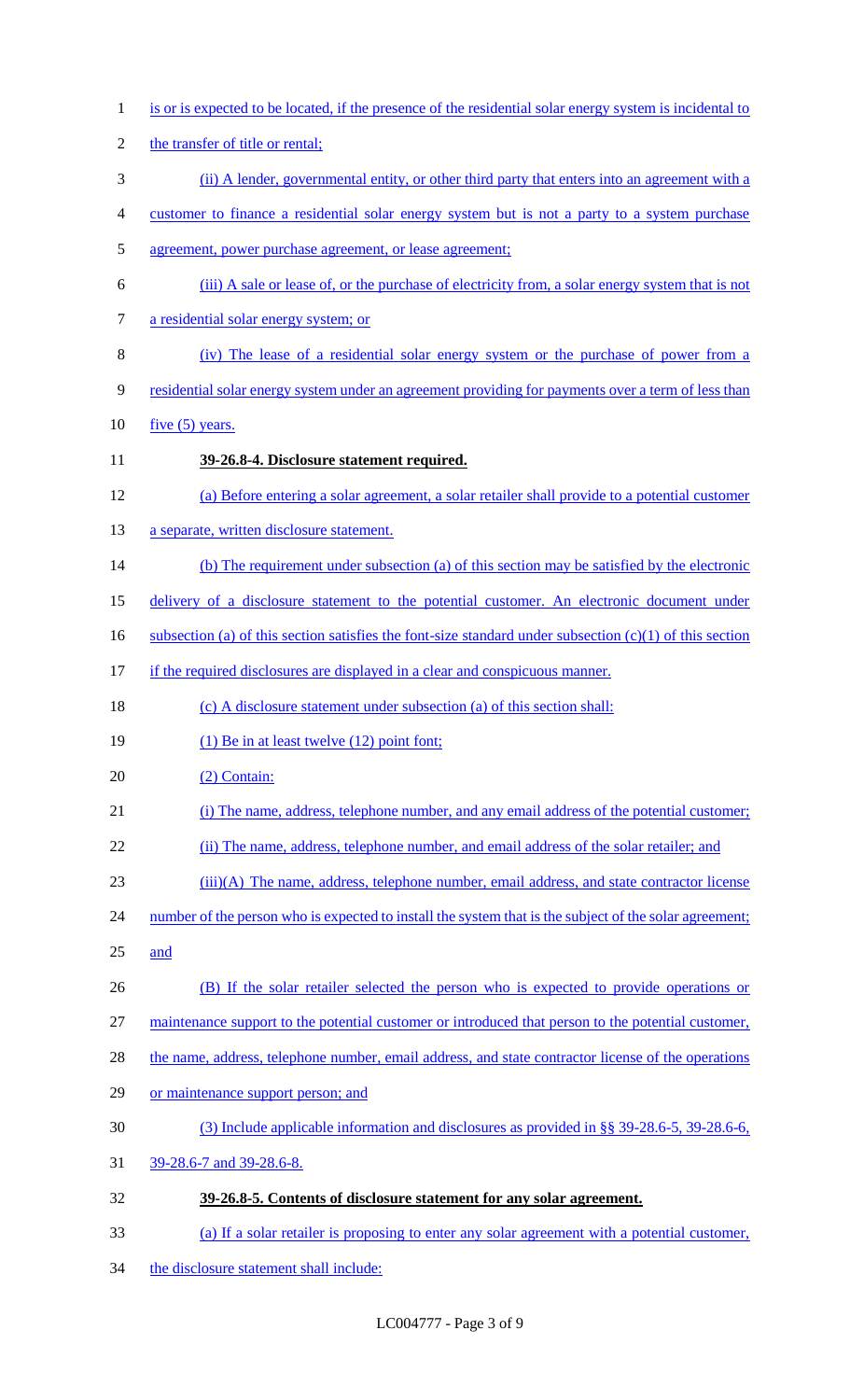is or is expected to be located, if the presence of the residential solar energy system is incidental to the transfer of title or rental;

(ii) A lender, governmental entity, or other third party that enters into an agreement with a customer to finance a residential solar energy system but is not a party to a system purchase agreement, power purchase agreement, or lease agreement;

(iii) A sale or lease of, or the purchase of electricity from, a solar energy system that is not a residential solar energy system; or

(iv) The lease of a residential solar energy system or the purchase of power from a residential solar energy system under an agreement providing for payments over a term of less than five (5) years.

**39-26.8-4. Disclosure statement required.**

(a) Before entering a solar agreement, a solar retailer shall provide to a potential customer a separate, written disclosure statement.

(b) The requirement under subsection (a) of this section may be satisfied by the electronic delivery of a disclosure statement to the potential customer. An electronic document under subsection (a) of this section satisfies the font-size standard under subsection (c)(1) of this section if the required disclosures are displayed in a clear and conspicuous manner.

(c) A disclosure statement under subsection (a) of this section shall:

(1) Be in at least twelve (12) point font;

(2) Contain:

(i) The name, address, telephone number, and any email address of the potential customer;

(ii) The name, address, telephone number, and email address of the solar retailer; and

(iii)(A) The name, address, telephone number, email address, and state contractor license number of the person who is expected to install the system that is the subject of the solar agreement; and

(B) If the solar retailer selected the person who is expected to provide operations or maintenance support to the potential customer or introduced that person to the potential customer, the name, address, telephone number, email address, and state contractor license of the operations or maintenance support person; and

(3) Include applicable information and disclosures as provided in §§ 39-28.6-5, 39-28.6-6, 39-28.6-7 and 39-28.6-8.

**39-26.8-5. Contents of disclosure statement for any solar agreement.**

(a) If a solar retailer is proposing to enter any solar agreement with a potential customer, the disclosure statement shall include: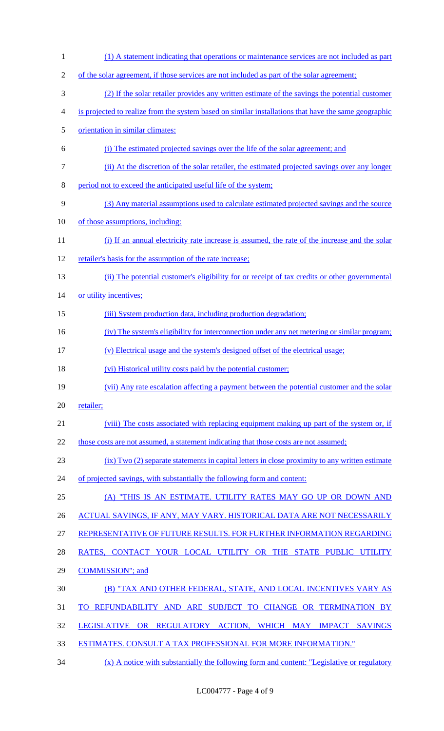(1) A statement indicating that operations or maintenance services are not included as part of the solar agreement, if those services are not included as part of the solar agreement;

(2) If the solar retailer provides any written estimate of the savings the potential customer is projected to realize from the system based on similar installations that have the same geographic orientation in similar climates:

(i) The estimated projected savings over the life of the solar agreement; and

(ii) At the discretion of the solar retailer, the estimated projected savings over any longer period not to exceed the anticipated useful life of the system;

(3) Any material assumptions used to calculate estimated projected savings and the source of those assumptions, including:

(i) If an annual electricity rate increase is assumed, the rate of the increase and the solar retailer's basis for the assumption of the rate increase;

(ii) The potential customer's eligibility for or receipt of tax credits or other governmental or utility incentives;

(iii) System production data, including production degradation;

(iv) The system's eligibility for interconnection under any net metering or similar program;

(v) Electrical usage and the system's designed offset of the electrical usage;

(vi) Historical utility costs paid by the potential customer;

(vii) Any rate escalation affecting a payment between the potential customer and the solar retailer;

(viii) The costs associated with replacing equipment making up part of the system or, if those costs are not assumed, a statement indicating that those costs are not assumed;

(ix) Two (2) separate statements in capital letters in close proximity to any written estimate of projected savings, with substantially the following form and content:

(A) "THIS IS AN ESTIMATE. UTILITY RATES MAY GO UP OR DOWN AND ACTUAL SAVINGS, IF ANY, MAY VARY. HISTORICAL DATA ARE NOT NECESSARILY REPRESENTATIVE OF FUTURE RESULTS. FOR FURTHER INFORMATION REGARDING RATES, CONTACT YOUR LOCAL UTILITY OR THE STATE PUBLIC UTILITY COMMISSION"; and

(B) "TAX AND OTHER FEDERAL, STATE, AND LOCAL INCENTIVES VARY AS TO REFUNDABILITY AND ARE SUBJECT TO CHANGE OR TERMINATION BY LEGISLATIVE OR REGULATORY ACTION, WHICH MAY IMPACT SAVINGS ESTIMATES. CONSULT A TAX PROFESSIONAL FOR MORE INFORMATION."

(x) A notice with substantially the following form and content: "Legislative or regulatory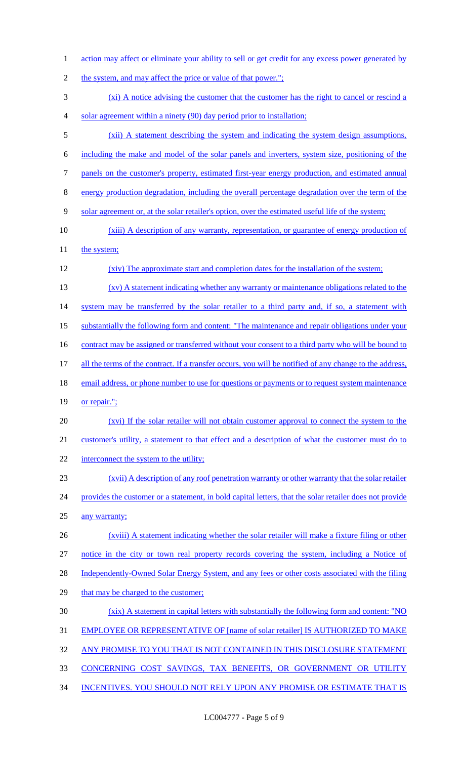action may affect or eliminate your ability to sell or get credit for any excess power generated by the system, and may affect the price or value of that power.";

(xi) A notice advising the customer that the customer has the right to cancel or rescind a solar agreement within a ninety (90) day period prior to installation;

(xii) A statement describing the system and indicating the system design assumptions, including the make and model of the solar panels and inverters, system size, positioning of the panels on the customer's property, estimated first-year energy production, and estimated annual energy production degradation, including the overall percentage degradation over the term of the solar agreement or, at the solar retailer's option, over the estimated useful life of the system;

(xiii) A description of any warranty, representation, or guarantee of energy production of the system;

(xiv) The approximate start and completion dates for the installation of the system;

(xv) A statement indicating whether any warranty or maintenance obligations related to the system may be transferred by the solar retailer to a third party and, if so, a statement with substantially the following form and content: "The maintenance and repair obligations under your contract may be assigned or transferred without your consent to a third party who will be bound to all the terms of the contract. If a transfer occurs, you will be notified of any change to the address, email address, or phone number to use for questions or payments or to request system maintenance or repair.";

(xvi) If the solar retailer will not obtain customer approval to connect the system to the customer's utility, a statement to that effect and a description of what the customer must do to interconnect the system to the utility;

(xvii) A description of any roof penetration warranty or other warranty that the solar retailer provides the customer or a statement, in bold capital letters, that the solar retailer does not provide any warranty;

(xviii) A statement indicating whether the solar retailer will make a fixture filing or other notice in the city or town real property records covering the system, including a Notice of Independently-Owned Solar Energy System, and any fees or other costs associated with the filing that may be charged to the customer;

(xix) A statement in capital letters with substantially the following form and content: "NO EMPLOYEE OR REPRESENTATIVE OF [name of solar retailer] IS AUTHORIZED TO MAKE ANY PROMISE TO YOU THAT IS NOT CONTAINED IN THIS DISCLOSURE STATEMENT CONCERNING COST SAVINGS, TAX BENEFITS, OR GOVERNMENT OR UTILITY INCENTIVES. YOU SHOULD NOT RELY UPON ANY PROMISE OR ESTIMATE THAT IS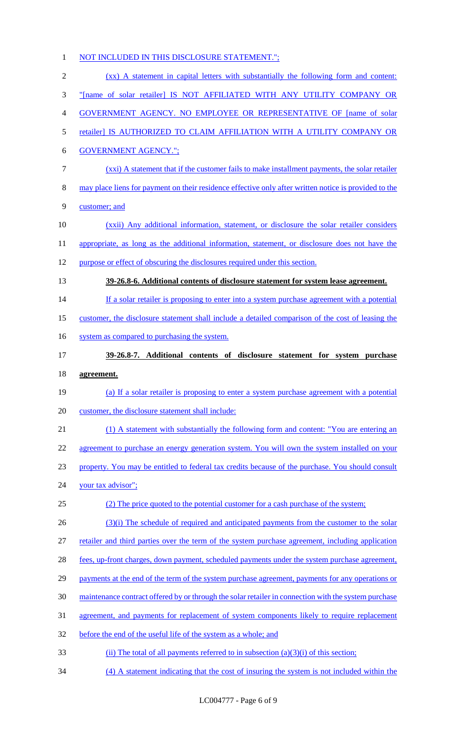NOT INCLUDED IN THIS DISCLOSURE STATEMENT.";

(xx) A statement in capital letters with substantially the following form and content: "[name of solar retailer] IS NOT AFFILIATED WITH ANY UTILITY COMPANY OR GOVERNMENT AGENCY. NO EMPLOYEE OR REPRESENTATIVE OF [name of solar retailer] IS AUTHORIZED TO CLAIM AFFILIATION WITH A UTILITY COMPANY OR GOVERNMENT AGENCY.";

(xxi) A statement that if the customer fails to make installment payments, the solar retailer may place liens for payment on their residence effective only after written notice is provided to the customer; and

(xxii) Any additional information, statement, or disclosure the solar retailer considers appropriate, as long as the additional information, statement, or disclosure does not have the purpose or effect of obscuring the disclosures required under this section.

**39-26.8-6. Additional contents of disclosure statement for system lease agreement.**

If a solar retailer is proposing to enter into a system purchase agreement with a potential customer, the disclosure statement shall include a detailed comparison of the cost of leasing the system as compared to purchasing the system.

**39-26.8-7. Additional contents of disclosure statement for system purchase agreement.**

(a) If a solar retailer is proposing to enter a system purchase agreement with a potential customer, the disclosure statement shall include:

(1) A statement with substantially the following form and content: "You are entering an agreement to purchase an energy generation system. You will own the system installed on your property. You may be entitled to federal tax credits because of the purchase. You should consult your tax advisor";

(2) The price quoted to the potential customer for a cash purchase of the system;

(3)(i) The schedule of required and anticipated payments from the customer to the solar retailer and third parties over the term of the system purchase agreement, including application fees, up-front charges, down payment, scheduled payments under the system purchase agreement, payments at the end of the term of the system purchase agreement, payments for any operations or maintenance contract offered by or through the solar retailer in connection with the system purchase agreement, and payments for replacement of system components likely to require replacement before the end of the useful life of the system as a whole; and

(ii) The total of all payments referred to in subsection (a)(3)(i) of this section;

(4) A statement indicating that the cost of insuring the system is not included within the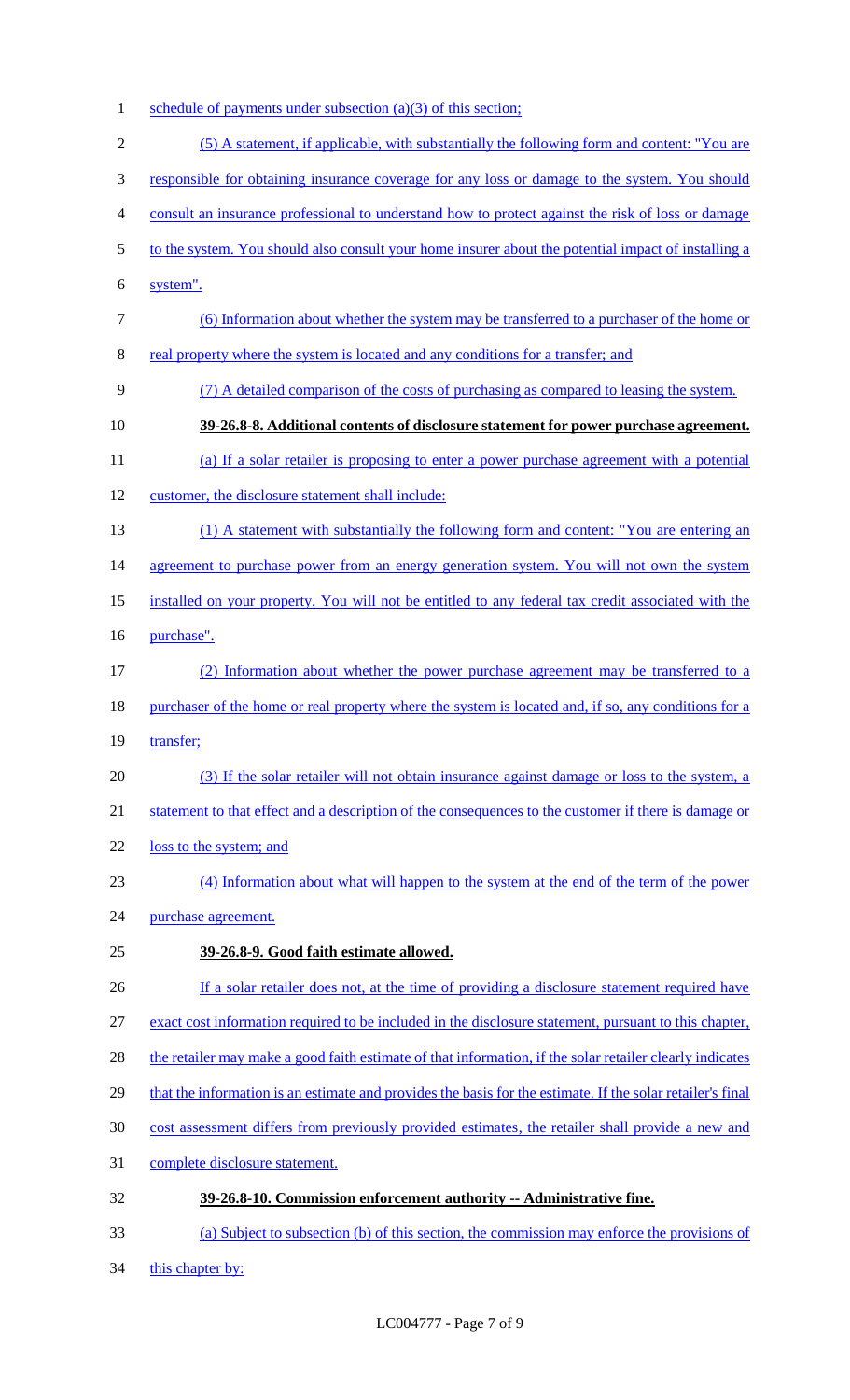schedule of payments under subsection (a)(3) of this section;

(5) A statement, if applicable, with substantially the following form and content: "You are responsible for obtaining insurance coverage for any loss or damage to the system. You should consult an insurance professional to understand how to protect against the risk of loss or damage to the system. You should also consult your home insurer about the potential impact of installing a system".

(6) Information about whether the system may be transferred to a purchaser of the home or real property where the system is located and any conditions for a transfer; and

(7) A detailed comparison of the costs of purchasing as compared to leasing the system.

**39-26.8-8. Additional contents of disclosure statement for power purchase agreement.**

(a) If a solar retailer is proposing to enter a power purchase agreement with a potential customer, the disclosure statement shall include:

(1) A statement with substantially the following form and content: "You are entering an agreement to purchase power from an energy generation system. You will not own the system installed on your property. You will not be entitled to any federal tax credit associated with the purchase".

(2) Information about whether the power purchase agreement may be transferred to a purchaser of the home or real property where the system is located and, if so, any conditions for a transfer;

(3) If the solar retailer will not obtain insurance against damage or loss to the system, a statement to that effect and a description of the consequences to the customer if there is damage or loss to the system; and

(4) Information about what will happen to the system at the end of the term of the power purchase agreement.

**39-26.8-9. Good faith estimate allowed.**

If a solar retailer does not, at the time of providing a disclosure statement required have exact cost information required to be included in the disclosure statement, pursuant to this chapter, the retailer may make a good faith estimate of that information, if the solar retailer clearly indicates that the information is an estimate and provides the basis for the estimate. If the solar retailer's final cost assessment differs from previously provided estimates, the retailer shall provide a new and complete disclosure statement.

**39-26.8-10. Commission enforcement authority -- Administrative fine.**

(a) Subject to subsection (b) of this section, the commission may enforce the provisions of this chapter by: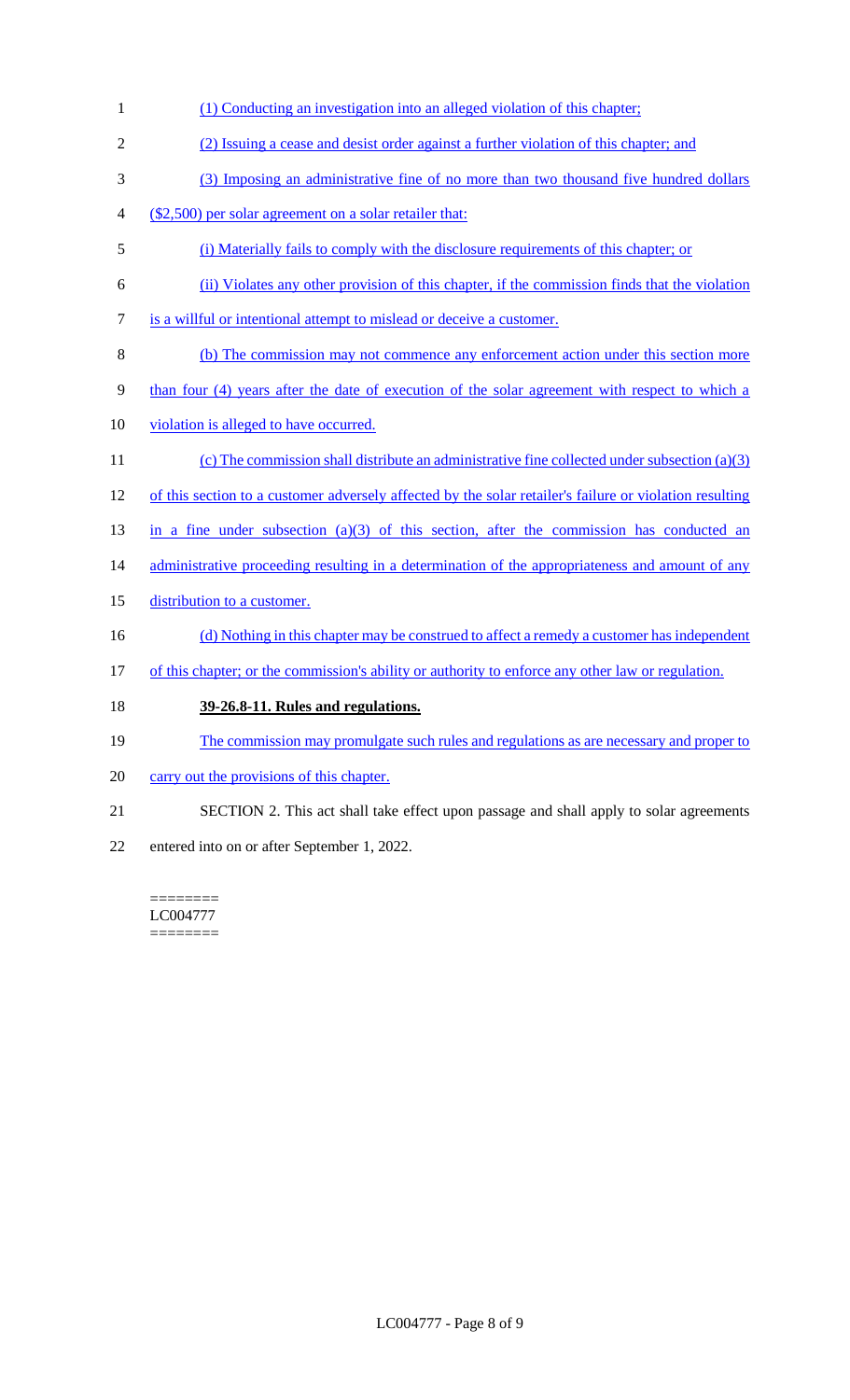(1) Conducting an investigation into an alleged violation of this chapter;

(2) Issuing a cease and desist order against a further violation of this chapter; and

(3) Imposing an administrative fine of no more than two thousand five hundred dollars ($2,500) per solar agreement on a solar retailer that:

(i) Materially fails to comply with the disclosure requirements of this chapter; or

(ii) Violates any other provision of this chapter, if the commission finds that the violation is a willful or intentional attempt to mislead or deceive a customer.

(b) The commission may not commence any enforcement action under this section more than four (4) years after the date of execution of the solar agreement with respect to which a violation is alleged to have occurred.

(c) The commission shall distribute an administrative fine collected under subsection (a)(3) of this section to a customer adversely affected by the solar retailer's failure or violation resulting in a fine under subsection (a)(3) of this section, after the commission has conducted an administrative proceeding resulting in a determination of the appropriateness and amount of any distribution to a customer.

(d) Nothing in this chapter may be construed to affect a remedy a customer has independent of this chapter; or the commission's ability or authority to enforce any other law or regulation.

**39-26.8-11. Rules and regulations.**

The commission may promulgate such rules and regulations as are necessary and proper to carry out the provisions of this chapter.

SECTION 2. This act shall take effect upon passage and shall apply to solar agreements entered into on or after September 1, 2022.

========
LC004777
========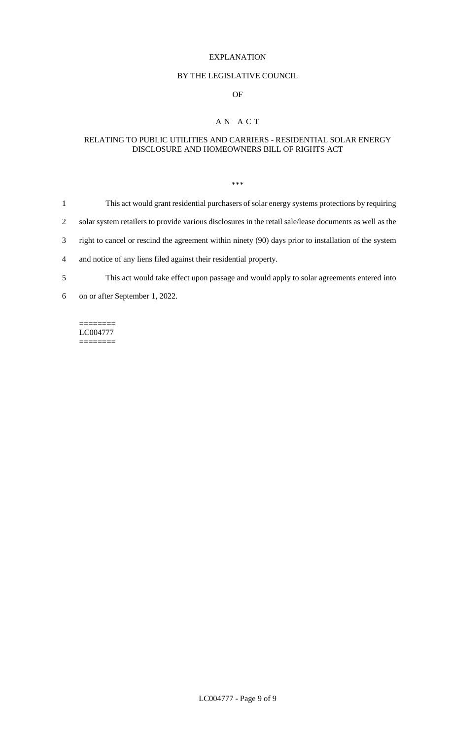EXPLANATION

BY THE LEGISLATIVE COUNCIL

OF

A N A C T

RELATING TO PUBLIC UTILITIES AND CARRIERS - RESIDENTIAL SOLAR ENERGY DISCLOSURE AND HOMEOWNERS BILL OF RIGHTS ACT

\*\*\*

1 This act would grant residential purchasers of solar energy systems protections by requiring
2 solar system retailers to provide various disclosures in the retail sale/lease documents as well as the
3 right to cancel or rescind the agreement within ninety (90) days prior to installation of the system
4 and notice of any liens filed against their residential property.

5 This act would take effect upon passage and would apply to solar agreements entered into
6 on or after September 1, 2022.

========
LC004777
========